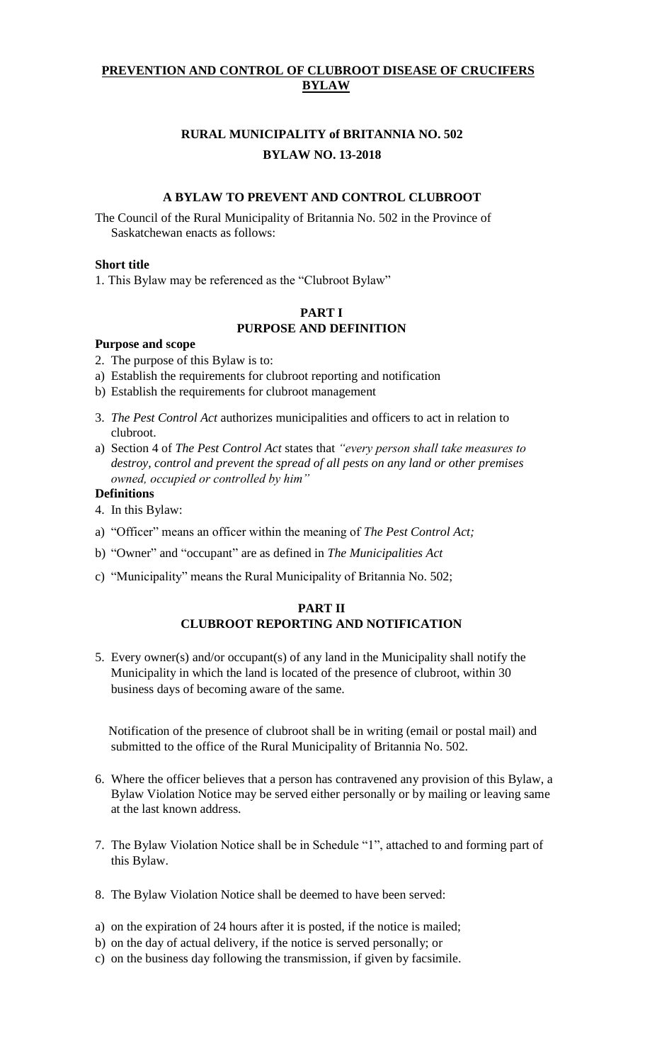# PREVENTION AND CONTROL OF CLUBROOT DISEASE OF CRUCIFERS BYLAW

## RURAL MUNICIPALITY of BRITANNIA NO. 502

## BYLAW NO. 13-2018

### A BYLAW TO PREVENT AND CONTROL CLUBROOT

The Council of the Rural Municipality of Britannia No. 502 in the Province of Saskatchewan enacts as follows:

**Short title**

1. This Bylaw may be referenced as the "Clubroot Bylaw"

## PART I
## PURPOSE AND DEFINITION

**Purpose and scope**

2. The purpose of this Bylaw is to:

a) Establish the requirements for clubroot reporting and notification

b) Establish the requirements for clubroot management

3. *The Pest Control Act* authorizes municipalities and officers to act in relation to clubroot.

a) Section 4 of *The Pest Control Act* states that *"every person shall take measures to destroy, control and prevent the spread of all pests on any land or other premises owned, occupied or controlled by him"*

**Definitions**

4. In this Bylaw:

a) "Officer" means an officer within the meaning of *The Pest Control Act;*

b) "Owner" and "occupant" are as defined in *The Municipalities Act*

c) "Municipality" means the Rural Municipality of Britannia No. 502;

## PART II
## CLUBROOT REPORTING AND NOTIFICATION

5. Every owner(s) and/or occupant(s) of any land in the Municipality shall notify the Municipality in which the land is located of the presence of clubroot, within 30 business days of becoming aware of the same.

   Notification of the presence of clubroot shall be in writing (email or postal mail) and submitted to the office of the Rural Municipality of Britannia No. 502.

6. Where the officer believes that a person has contravened any provision of this Bylaw, a Bylaw Violation Notice may be served either personally or by mailing or leaving same at the last known address.

7. The Bylaw Violation Notice shall be in Schedule "1", attached to and forming part of this Bylaw.

8. The Bylaw Violation Notice shall be deemed to have been served:

a) on the expiration of 24 hours after it is posted, if the notice is mailed;

b) on the day of actual delivery, if the notice is served personally; or

c) on the business day following the transmission, if given by facsimile.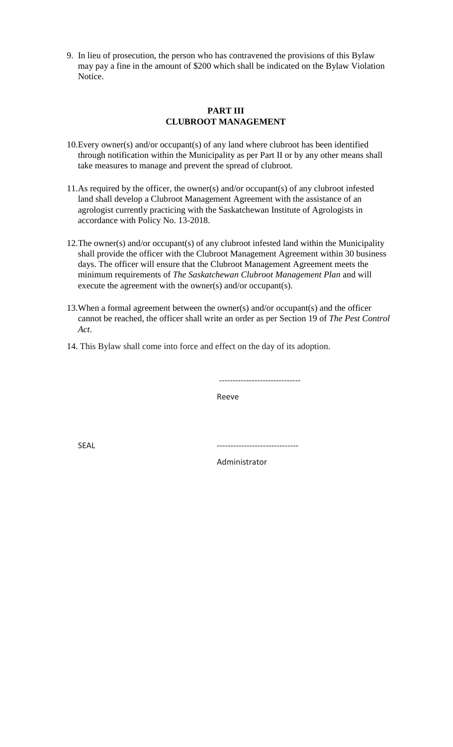9. In lieu of prosecution, the person who has contravened the provisions of this Bylaw may pay a fine in the amount of $200 which shall be indicated on the Bylaw Violation Notice.

## PART III
## CLUBROOT MANAGEMENT

10. Every owner(s) and/or occupant(s) of any land where clubroot has been identified through notification within the Municipality as per Part II or by any other means shall take measures to manage and prevent the spread of clubroot.

11. As required by the officer, the owner(s) and/or occupant(s) of any clubroot infested land shall develop a Clubroot Management Agreement with the assistance of an agrologist currently practicing with the Saskatchewan Institute of Agrologists in accordance with Policy No. 13-2018.

12. The owner(s) and/or occupant(s) of any clubroot infested land within the Municipality shall provide the officer with the Clubroot Management Agreement within 30 business days. The officer will ensure that the Clubroot Management Agreement meets the minimum requirements of *The Saskatchewan Clubroot Management Plan* and will execute the agreement with the owner(s) and/or occupant(s).

13. When a formal agreement between the owner(s) and/or occupant(s) and the officer cannot be reached, the officer shall write an order as per Section 19 of *The Pest Control Act*.

14. This Bylaw shall come into force and effect on the day of its adoption.

------------------------------

Reeve

SEAL

------------------------------

Administrator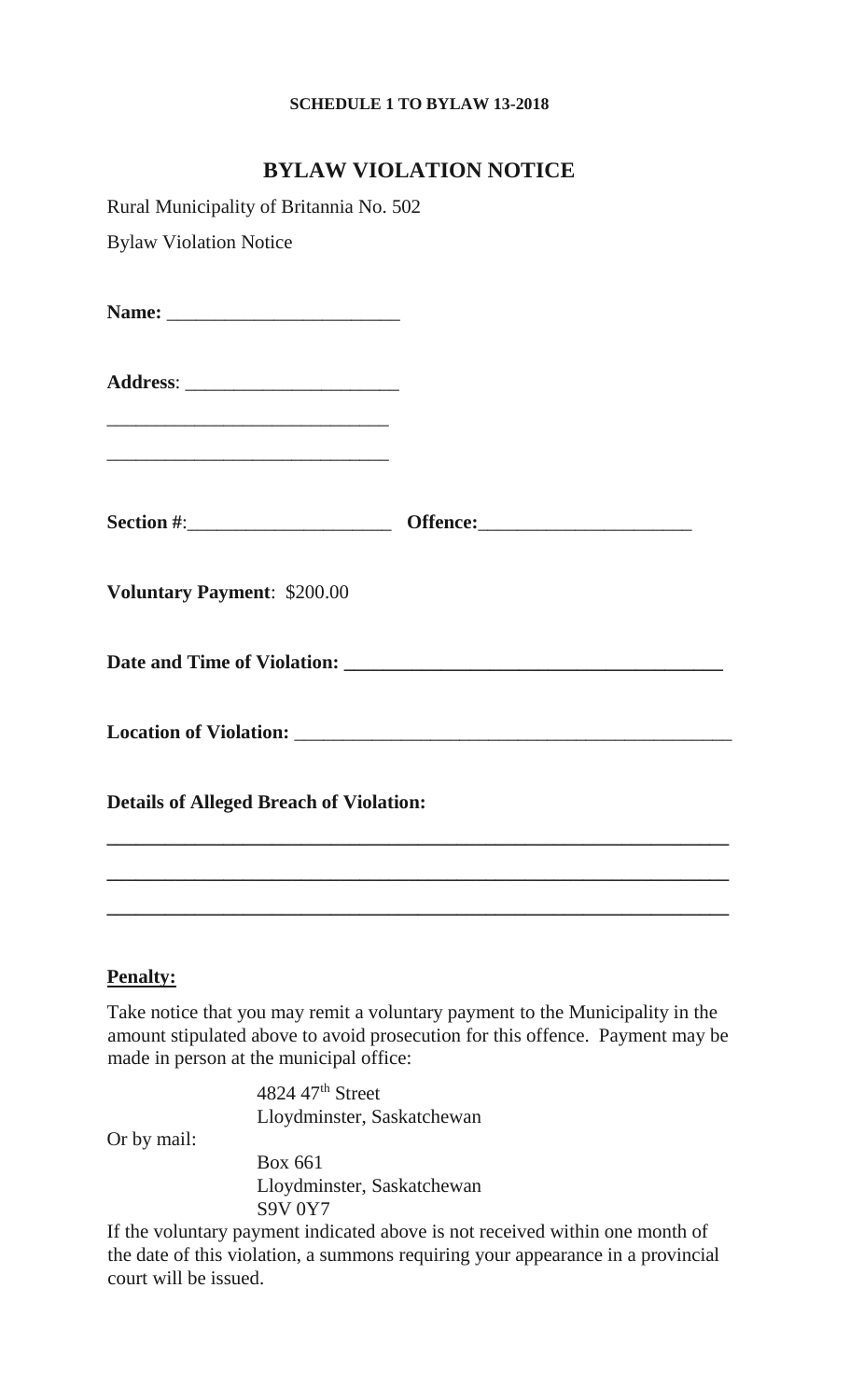**SCHEDULE 1 TO BYLAW 13-2018**

# BYLAW VIOLATION NOTICE

Rural Municipality of Britannia No. 502

Bylaw Violation Notice

**Name:** ________________________

**Address**: ______________________

_____________________________

_____________________________

**Section #**:_____________________ **Offence:**_____________________

**Voluntary Payment**: $200.00

**Date and Time of Violation:** ______________________________________

**Location of Violation:** ____________________________________________

**Details of Alleged Breach of Violation:**

______________________________________________________________

______________________________________________________________

______________________________________________________________

**Penalty:**

Take notice that you may remit a voluntary payment to the Municipality in the amount stipulated above to avoid prosecution for this offence. Payment may be made in person at the municipal office:

4824 47th Street
Lloydminster, Saskatchewan

Or by mail:

Box 661
Lloydminster, Saskatchewan
S9V 0Y7

If the voluntary payment indicated above is not received within one month of the date of this violation, a summons requiring your appearance in a provincial court will be issued.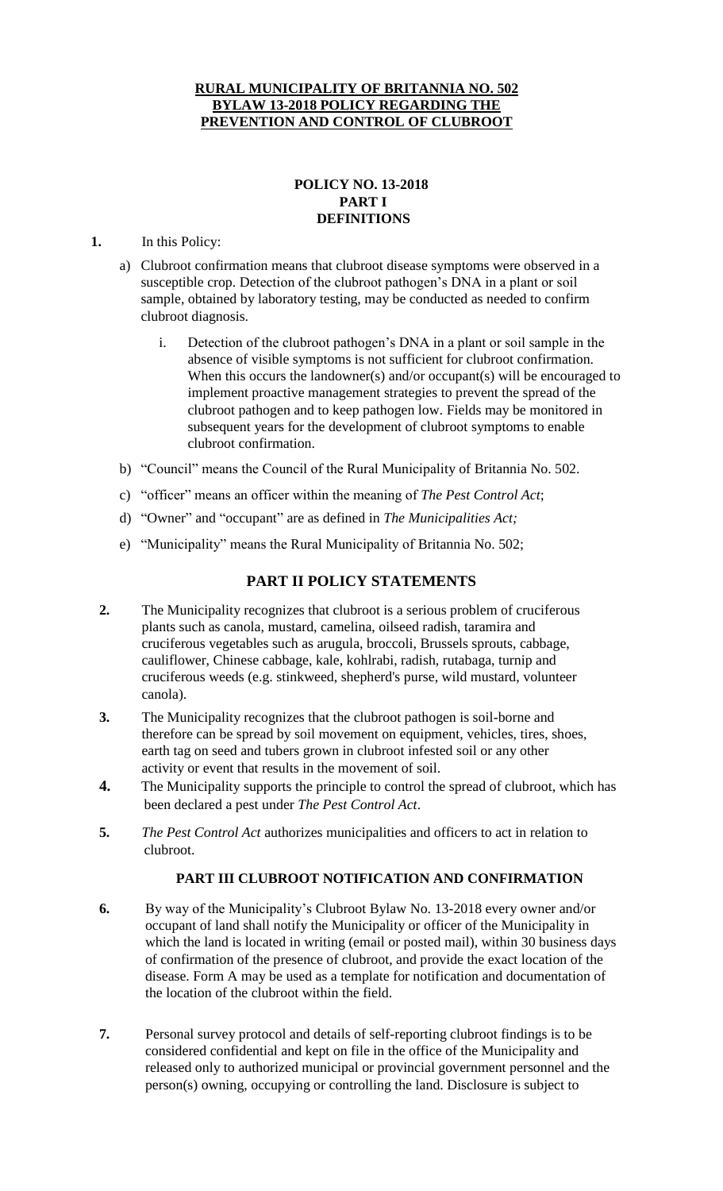**RURAL MUNICIPALITY OF BRITANNIA NO. 502**
**BYLAW 13-2018 POLICY REGARDING THE PREVENTION AND CONTROL OF CLUBROOT**

**POLICY NO. 13-2018**
**PART I**
**DEFINITIONS**

**1.** In this Policy:

a) Clubroot confirmation means that clubroot disease symptoms were observed in a susceptible crop. Detection of the clubroot pathogen's DNA in a plant or soil sample, obtained by laboratory testing, may be conducted as needed to confirm clubroot diagnosis.

   i. Detection of the clubroot pathogen's DNA in a plant or soil sample in the absence of visible symptoms is not sufficient for clubroot confirmation. When this occurs the landowner(s) and/or occupant(s) will be encouraged to implement proactive management strategies to prevent the spread of the clubroot pathogen and to keep pathogen low. Fields may be monitored in subsequent years for the development of clubroot symptoms to enable clubroot confirmation.

b) "Council" means the Council of the Rural Municipality of Britannia No. 502.

c) "officer" means an officer within the meaning of *The Pest Control Act*;

d) "Owner" and "occupant" are as defined in *The Municipalities Act;*

e) "Municipality" means the Rural Municipality of Britannia No. 502;

## PART II POLICY STATEMENTS

**2.** The Municipality recognizes that clubroot is a serious problem of cruciferous plants such as canola, mustard, camelina, oilseed radish, taramira and cruciferous vegetables such as arugula, broccoli, Brussels sprouts, cabbage, cauliflower, Chinese cabbage, kale, kohlrabi, radish, rutabaga, turnip and cruciferous weeds (e.g. stinkweed, shepherd's purse, wild mustard, volunteer canola).

**3.** The Municipality recognizes that the clubroot pathogen is soil-borne and therefore can be spread by soil movement on equipment, vehicles, tires, shoes, earth tag on seed and tubers grown in clubroot infested soil or any other activity or event that results in the movement of soil.

**4.** The Municipality supports the principle to control the spread of clubroot, which has been declared a pest under *The Pest Control Act*.

**5.** *The Pest Control Act* authorizes municipalities and officers to act in relation to clubroot.

## PART III CLUBROOT NOTIFICATION AND CONFIRMATION

**6.** By way of the Municipality's Clubroot Bylaw No. 13-2018 every owner and/or occupant of land shall notify the Municipality or officer of the Municipality in which the land is located in writing (email or posted mail), within 30 business days of confirmation of the presence of clubroot, and provide the exact location of the disease. Form A may be used as a template for notification and documentation of the location of the clubroot within the field.

**7.** Personal survey protocol and details of self-reporting clubroot findings is to be considered confidential and kept on file in the office of the Municipality and released only to authorized municipal or provincial government personnel and the person(s) owning, occupying or controlling the land. Disclosure is subject to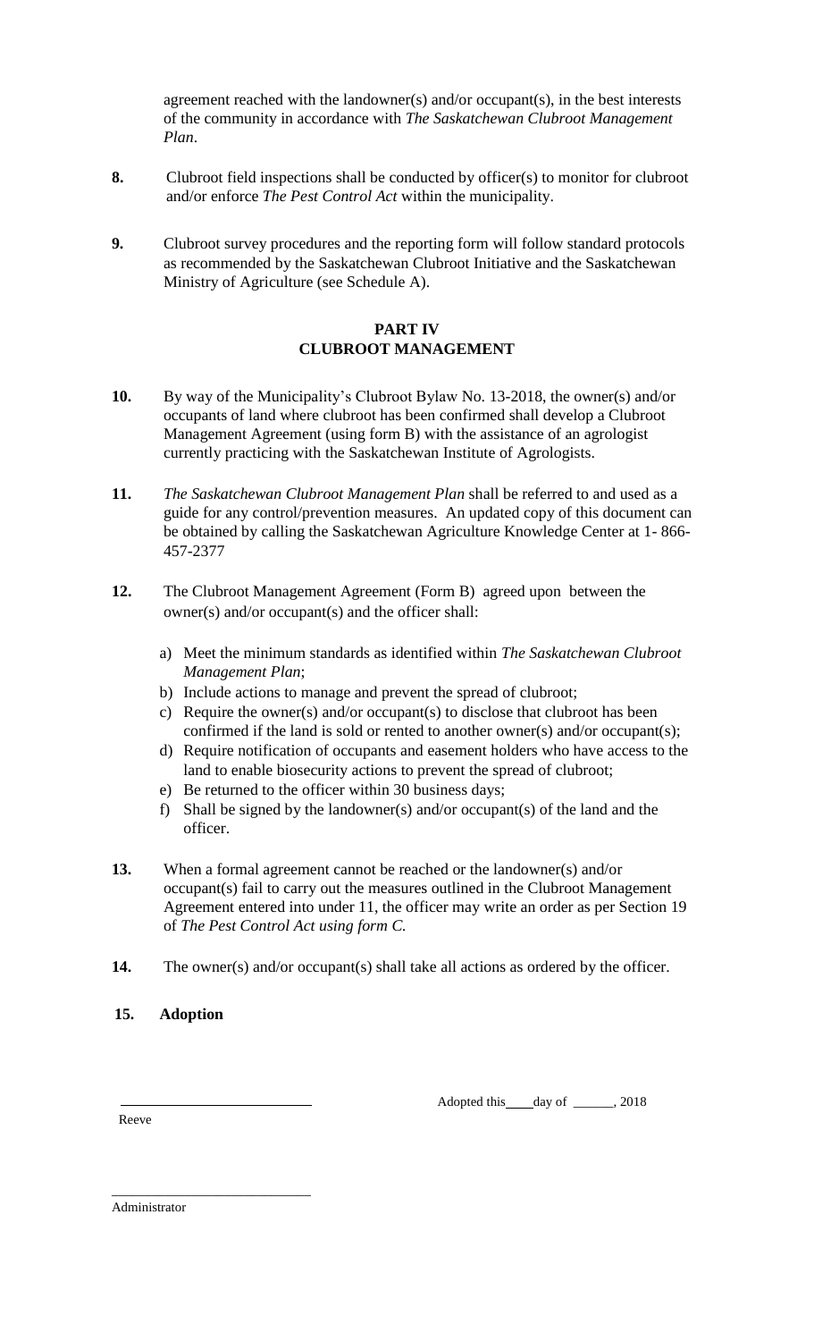agreement reached with the landowner(s) and/or occupant(s), in the best interests of the community in accordance with *The Saskatchewan Clubroot Management Plan*.

**8.** Clubroot field inspections shall be conducted by officer(s) to monitor for clubroot and/or enforce *The Pest Control Act* within the municipality.

**9.** Clubroot survey procedures and the reporting form will follow standard protocols as recommended by the Saskatchewan Clubroot Initiative and the Saskatchewan Ministry of Agriculture (see Schedule A).

## PART IV
## CLUBROOT MANAGEMENT

**10.** By way of the Municipality's Clubroot Bylaw No. 13-2018, the owner(s) and/or occupants of land where clubroot has been confirmed shall develop a Clubroot Management Agreement (using form B) with the assistance of an agrologist currently practicing with the Saskatchewan Institute of Agrologists.

**11.** *The Saskatchewan Clubroot Management Plan* shall be referred to and used as a guide for any control/prevention measures. An updated copy of this document can be obtained by calling the Saskatchewan Agriculture Knowledge Center at 1- 866-457-2377

**12.** The Clubroot Management Agreement (Form B) agreed upon between the owner(s) and/or occupant(s) and the officer shall:

a) Meet the minimum standards as identified within *The Saskatchewan Clubroot Management Plan*;
b) Include actions to manage and prevent the spread of clubroot;
c) Require the owner(s) and/or occupant(s) to disclose that clubroot has been confirmed if the land is sold or rented to another owner(s) and/or occupant(s);
d) Require notification of occupants and easement holders who have access to the land to enable biosecurity actions to prevent the spread of clubroot;
e) Be returned to the officer within 30 business days;
f) Shall be signed by the landowner(s) and/or occupant(s) of the land and the officer.

**13.** When a formal agreement cannot be reached or the landowner(s) and/or occupant(s) fail to carry out the measures outlined in the Clubroot Management Agreement entered into under 11, the officer may write an order as per Section 19 of *The Pest Control Act using form C.*

**14.** The owner(s) and/or occupant(s) shall take all actions as ordered by the officer.

**15. Adoption**

Adopted this \_\_\_\_ day of \_\_\_\_\_\_, 2018

\_\_\_\_\_\_\_\_\_\_\_\_\_\_\_\_\_\_\_\_\_\_\_\_\_\_\_\_

Reeve

\_\_\_\_\_\_\_\_\_\_\_\_\_\_\_\_\_\_\_\_\_\_\_\_\_\_\_\_

Administrator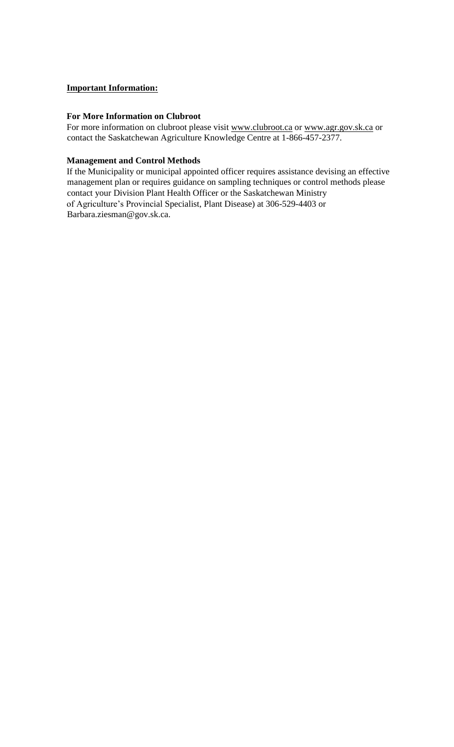**Important Information:**

**For More Information on Clubroot**

For more information on clubroot please visit www.clubroot.ca or www.agr.gov.sk.ca or contact the Saskatchewan Agriculture Knowledge Centre at 1-866-457-2377.

**Management and Control Methods**

If the Municipality or municipal appointed officer requires assistance devising an effective management plan or requires guidance on sampling techniques or control methods please contact your Division Plant Health Officer or the Saskatchewan Ministry of Agriculture's Provincial Specialist, Plant Disease) at 306-529-4403 or Barbara.ziesman@gov.sk.ca.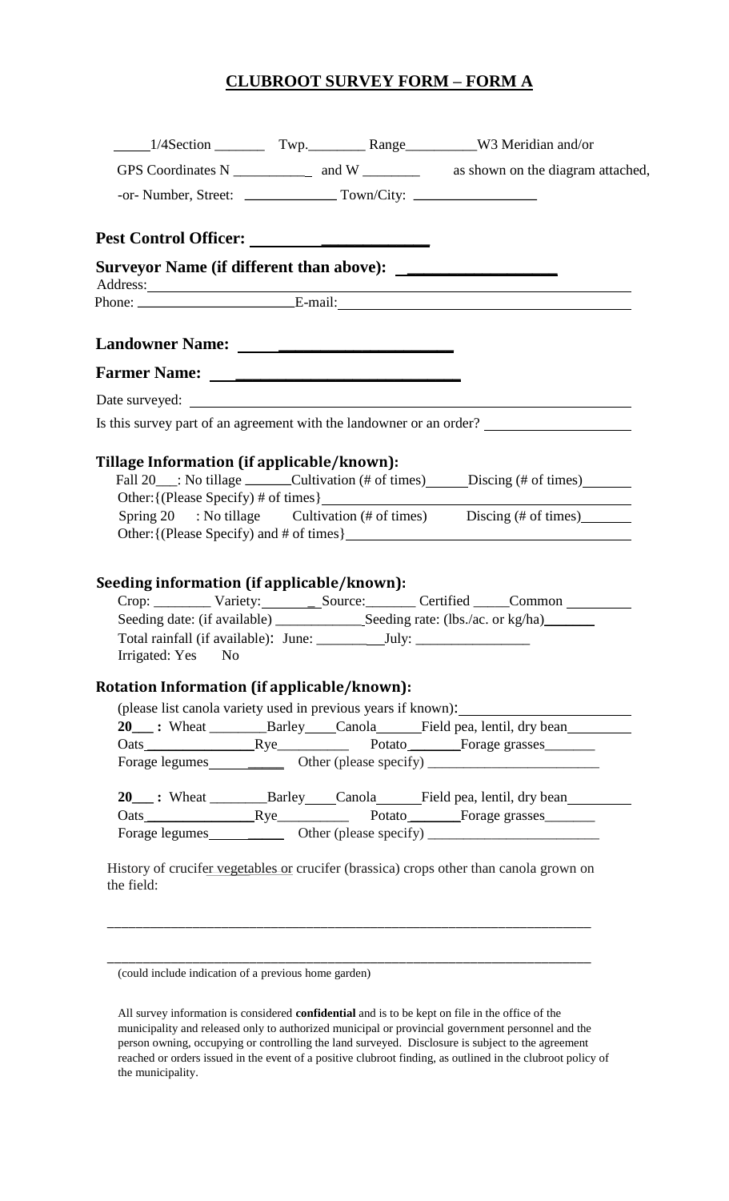# CLUBROOT SURVEY FORM – FORM A

_____1/4Section _______ Twp.________ Range__________W3 Meridian and/or

GPS Coordinates N ___________ and W ________ as shown on the diagram attached,

-or- Number, Street: _____________ Town/City: _________________

**Pest Control Officer:** ______________________

**Surveyor Name (if different than above):** __________________

Address: ______________________________________________________________

Phone: ______________________ E-mail: _______________________________________

**Landowner Name:** __________________________

**Farmer Name:** ________________________________

Date surveyed: ______________________________________________________________

Is this survey part of an agreement with the landowner or an order? ___________________

### Tillage Information (if applicable/known):

Fall 20___: No tillage ______Cultivation (# of times)_____Discing (# of times)______

Other:{(Please Specify) # of times}_____________________________________________

Spring 20 : No tillage Cultivation (# of times) Discing (# of times)_______

Other:{(Please Specify) and # of times}___________________________________________

### Seeding information (if applicable/known):

Crop: ________ Variety:________ Source:_______ Certified _____Common _________

Seeding date: (if available) ____________Seeding rate: (lbs./ac. or kg/ha)_______

Total rainfall (if available): June: ___________July: ________________

Irrigated: Yes No

### Rotation Information (if applicable/known):

(please list canola variety used in previous years if known):_______________________

**20___ :** Wheat ________Barley____Canola______Field pea, lentil, dry bean_________

Oats_______________Rye__________ Potato_______Forage grasses_______

Forage legumes___________ Other (please specify) ________________________

**20___ :** Wheat ________Barley____Canola______Field pea, lentil, dry bean_________

Oats_______________Rye__________ Potato_______Forage grasses_______

Forage legumes___________ Other (please specify) ________________________

History of crucifer vegetables or crucifer (brassica) crops other than canola grown on the field:

_____________________________________________________________________

_____________________________________________________________________

(could include indication of a previous home garden)

All survey information is considered **confidential** and is to be kept on file in the office of the municipality and released only to authorized municipal or provincial government personnel and the person owning, occupying or controlling the land surveyed. Disclosure is subject to the agreement reached or orders issued in the event of a positive clubroot finding, as outlined in the clubroot policy of the municipality.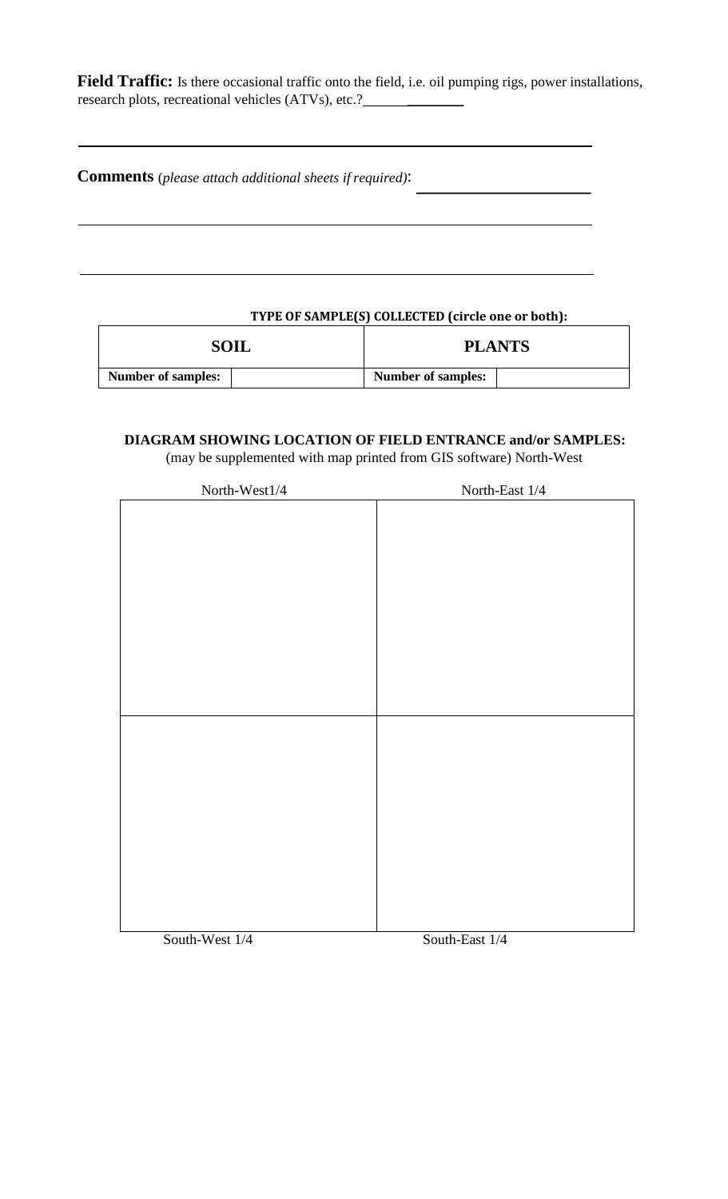**Field Traffic:** Is there occasional traffic onto the field, i.e. oil pumping rigs, power installations, research plots, recreational vehicles (ATVs), etc.?_______________

______________________________________________________________________

**Comments** (*please attach additional sheets if required)*: ______________________

______________________________________________________________________

______________________________________________________________________

**TYPE OF SAMPLE(S) COLLECTED (circle one or both):**

| **SOIL** | | **PLANTS** | |
|---|---|---|---|
| **Number of samples:** | | **Number of samples:** | |

**DIAGRAM SHOWING LOCATION OF FIELD ENTRANCE and/or SAMPLES:**

(may be supplemented with map printed from GIS software) North-West

| North-West1/4 | North-East 1/4 |
|---|---|
| | |
| South-West 1/4 | South-East 1/4 |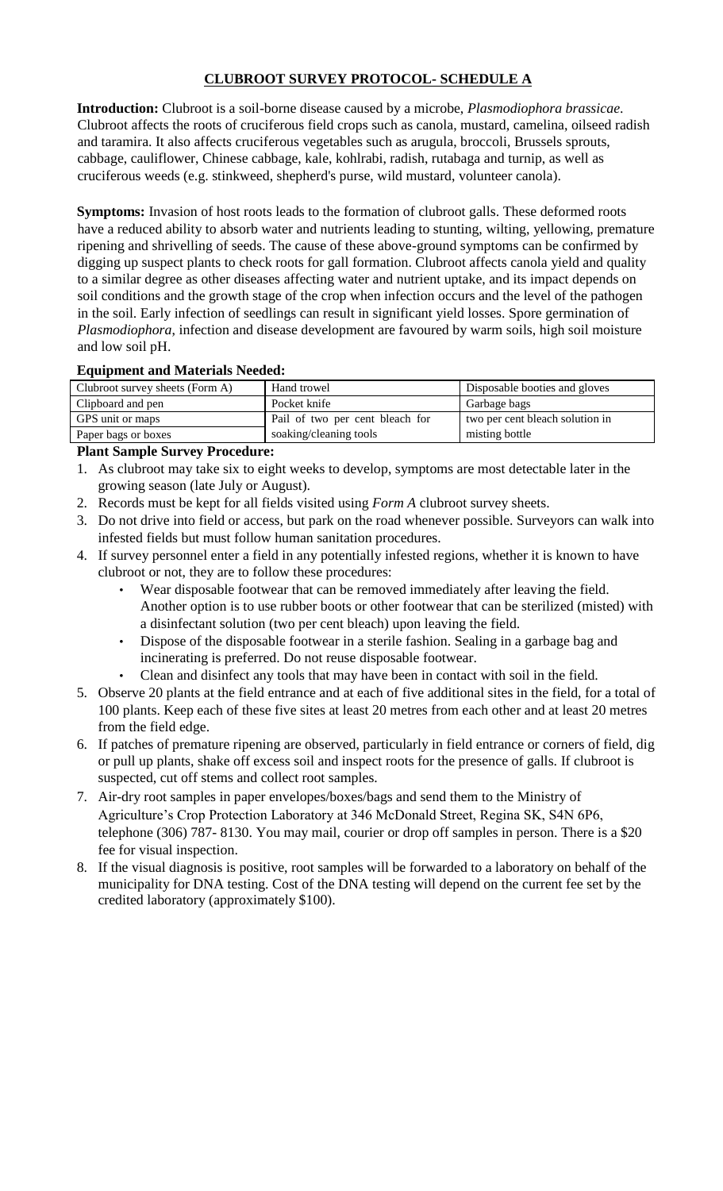# CLUBROOT SURVEY PROTOCOL- SCHEDULE A

**Introduction:** Clubroot is a soil-borne disease caused by a microbe, *Plasmodiophora brassicae*. Clubroot affects the roots of cruciferous field crops such as canola, mustard, camelina, oilseed radish and taramira. It also affects cruciferous vegetables such as arugula, broccoli, Brussels sprouts, cabbage, cauliflower, Chinese cabbage, kale, kohlrabi, radish, rutabaga and turnip, as well as cruciferous weeds (e.g. stinkweed, shepherd's purse, wild mustard, volunteer canola).

**Symptoms:** Invasion of host roots leads to the formation of clubroot galls. These deformed roots have a reduced ability to absorb water and nutrients leading to stunting, wilting, yellowing, premature ripening and shrivelling of seeds. The cause of these above-ground symptoms can be confirmed by digging up suspect plants to check roots for gall formation. Clubroot affects canola yield and quality to a similar degree as other diseases affecting water and nutrient uptake, and its impact depends on soil conditions and the growth stage of the crop when infection occurs and the level of the pathogen in the soil. Early infection of seedlings can result in significant yield losses. Spore germination of *Plasmodiophora*, infection and disease development are favoured by warm soils, high soil moisture and low soil pH.

**Equipment and Materials Needed:**

| | | |
|---|---|---|
| Clubroot survey sheets (Form A) | Hand trowel | Disposable booties and gloves |
| Clipboard and pen | Pocket knife | Garbage bags |
| GPS unit or maps | Pail of two per cent bleach for soaking/cleaning tools | two per cent bleach solution in misting bottle |
| Paper bags or boxes | | |

**Plant Sample Survey Procedure:**

1. As clubroot may take six to eight weeks to develop, symptoms are most detectable later in the growing season (late July or August).
2. Records must be kept for all fields visited using *Form A* clubroot survey sheets.
3. Do not drive into field or access, but park on the road whenever possible. Surveyors can walk into infested fields but must follow human sanitation procedures.
4. If survey personnel enter a field in any potentially infested regions, whether it is known to have clubroot or not, they are to follow these procedures:
   - Wear disposable footwear that can be removed immediately after leaving the field. Another option is to use rubber boots or other footwear that can be sterilized (misted) with a disinfectant solution (two per cent bleach) upon leaving the field.
   - Dispose of the disposable footwear in a sterile fashion. Sealing in a garbage bag and incinerating is preferred. Do not reuse disposable footwear.
   - Clean and disinfect any tools that may have been in contact with soil in the field.
5. Observe 20 plants at the field entrance and at each of five additional sites in the field, for a total of 100 plants. Keep each of these five sites at least 20 metres from each other and at least 20 metres from the field edge.
6. If patches of premature ripening are observed, particularly in field entrance or corners of field, dig or pull up plants, shake off excess soil and inspect roots for the presence of galls. If clubroot is suspected, cut off stems and collect root samples.
7. Air-dry root samples in paper envelopes/boxes/bags and send them to the Ministry of Agriculture's Crop Protection Laboratory at 346 McDonald Street, Regina SK, S4N 6P6, telephone (306) 787- 8130. You may mail, courier or drop off samples in person. There is a $20 fee for visual inspection.
8. If the visual diagnosis is positive, root samples will be forwarded to a laboratory on behalf of the municipality for DNA testing. Cost of the DNA testing will depend on the current fee set by the credited laboratory (approximately $100).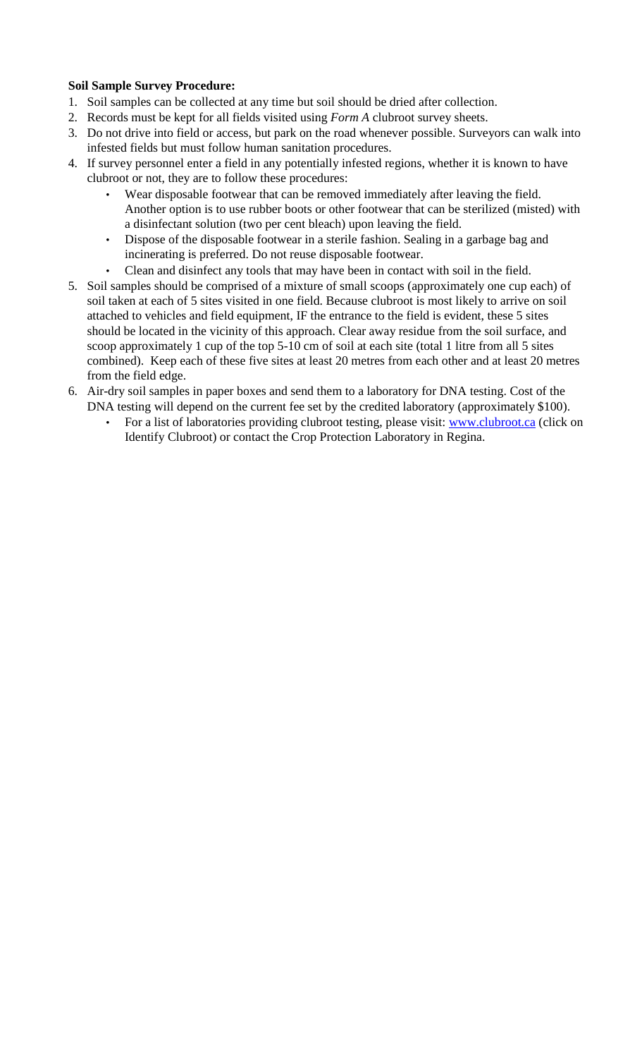**Soil Sample Survey Procedure:**

1. Soil samples can be collected at any time but soil should be dried after collection.
2. Records must be kept for all fields visited using *Form A* clubroot survey sheets.
3. Do not drive into field or access, but park on the road whenever possible. Surveyors can walk into infested fields but must follow human sanitation procedures.
4. If survey personnel enter a field in any potentially infested regions, whether it is known to have clubroot or not, they are to follow these procedures:
   - Wear disposable footwear that can be removed immediately after leaving the field. Another option is to use rubber boots or other footwear that can be sterilized (misted) with a disinfectant solution (two per cent bleach) upon leaving the field.
   - Dispose of the disposable footwear in a sterile fashion. Sealing in a garbage bag and incinerating is preferred. Do not reuse disposable footwear.
   - Clean and disinfect any tools that may have been in contact with soil in the field.
5. Soil samples should be comprised of a mixture of small scoops (approximately one cup each) of soil taken at each of 5 sites visited in one field. Because clubroot is most likely to arrive on soil attached to vehicles and field equipment, IF the entrance to the field is evident, these 5 sites should be located in the vicinity of this approach. Clear away residue from the soil surface, and scoop approximately 1 cup of the top 5-10 cm of soil at each site (total 1 litre from all 5 sites combined). Keep each of these five sites at least 20 metres from each other and at least 20 metres from the field edge.
6. Air-dry soil samples in paper boxes and send them to a laboratory for DNA testing. Cost of the DNA testing will depend on the current fee set by the credited laboratory (approximately $100).
   - For a list of laboratories providing clubroot testing, please visit: [www.clubroot.ca](http://www.clubroot.ca) (click on Identify Clubroot) or contact the Crop Protection Laboratory in Regina.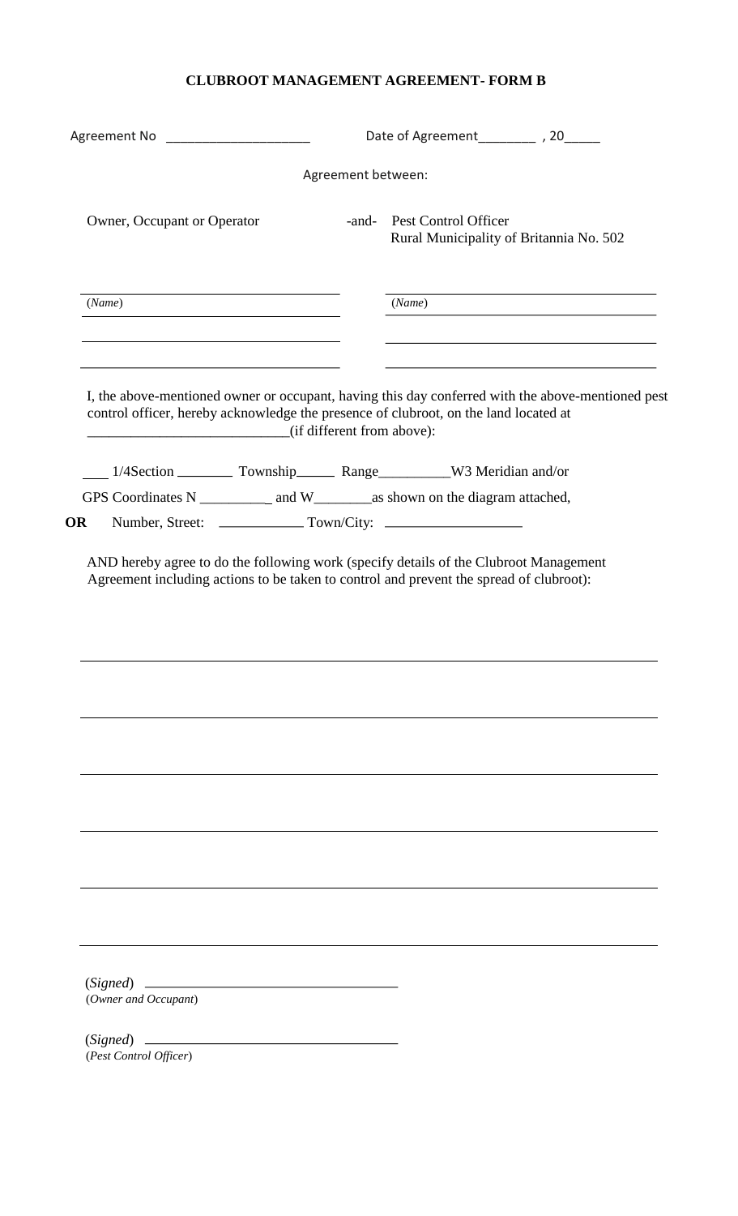# CLUBROOT MANAGEMENT AGREEMENT- FORM B

Agreement No ____________________ Date of Agreement________ , 20_____

Agreement between:

| Owner, Occupant or Operator | -and- | Pest Control Officer<br>Rural Municipality of Britannia No. 502 |
|---|---|---|
| ___________________________________ | | ___________________________________ |
| (*Name*) | | (*Name*) |
| ___________________________________ | | ___________________________________ |
| ___________________________________ | | ___________________________________ |

I, the above-mentioned owner or occupant, having this day conferred with the above-mentioned pest control officer, hereby acknowledge the presence of clubroot, on the land located at ___________________________(if different from above):

___ 1/4Section ________ Township______ Range__________W3 Meridian and/or

GPS Coordinates N __________ and W________as shown on the diagram attached,

**OR** Number, Street: ___________ Town/City: ___________________

AND hereby agree to do the following work (specify details of the Clubroot Management Agreement including actions to be taken to control and prevent the spread of clubroot):

______________________________________________________________________________

______________________________________________________________________________

______________________________________________________________________________

______________________________________________________________________________

______________________________________________________________________________

______________________________________________________________________________

(*Signed*) ___________________________________
(*Owner and Occupant*)

(*Signed*) ___________________________________
(*Pest Control Officer*)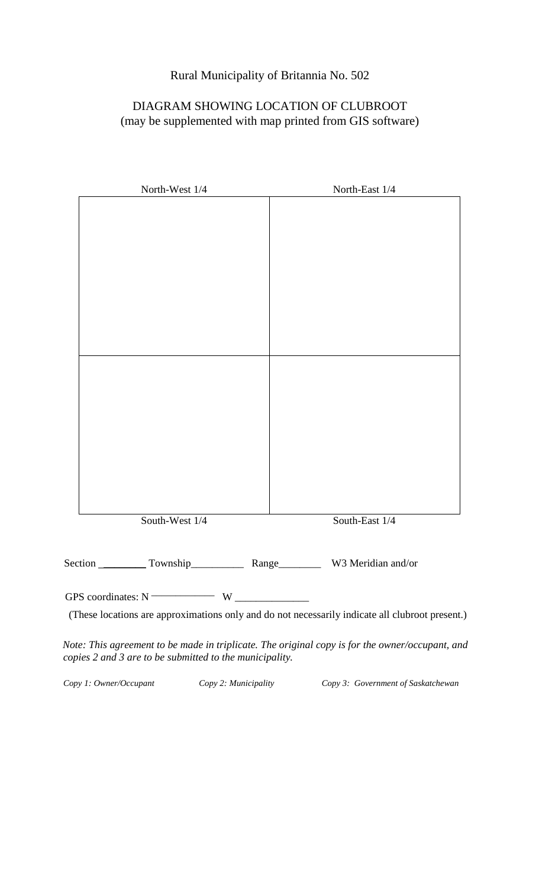Rural Municipality of Britannia No. 502

DIAGRAM SHOWING LOCATION OF CLUBROOT
(may be supplemented with map printed from GIS software)

| North-West 1/4 | North-East 1/4 |
|---|---|
| | |
| | |
| South-West 1/4 | South-East 1/4 |

Section ________ Township__________ Range________ W3 Meridian and/or

GPS coordinates: N ____________ W ______________

(These locations are approximations only and do not necessarily indicate all clubroot present.)

*Note: This agreement to be made in triplicate. The original copy is for the owner/occupant, and copies 2 and 3 are to be submitted to the municipality.*

*Copy 1: Owner/Occupant* *Copy 2: Municipality* *Copy 3: Government of Saskatchewan*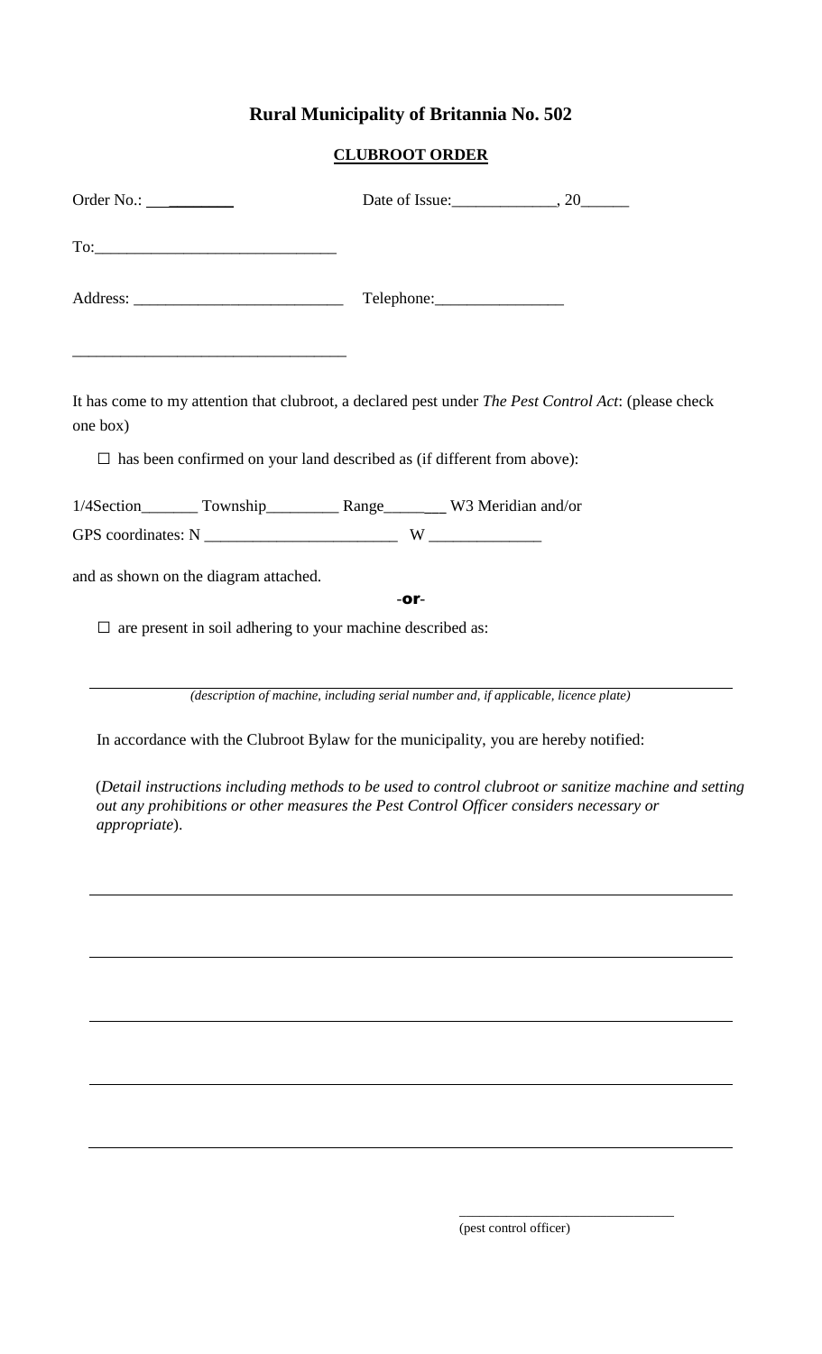# Rural Municipality of Britannia No. 502

## CLUBROOT ORDER

Order No.: ________ Date of Issue:_____________, 20______

To:_____________________________

Address: __________________________ Telephone:________________

_________________________________

It has come to my attention that clubroot, a declared pest under *The Pest Control Act*: (please check one box)

☐ has been confirmed on your land described as (if different from above):

1/4Section_______ Township_________ Range________ W3 Meridian and/or

GPS coordinates: N _______________________ W ______________

and as shown on the diagram attached.

-or-

☐ are present in soil adhering to your machine described as:

_____________________________________________________________

*(description of machine, including serial number and, if applicable, licence plate)*

In accordance with the Clubroot Bylaw for the municipality, you are hereby notified:

(*Detail instructions including methods to be used to control clubroot or sanitize machine and setting out any prohibitions or other measures the Pest Control Officer considers necessary or appropriate*).

_____________________________________________________________

_____________________________________________________________

_____________________________________________________________

_____________________________________________________________

_____________________________________________________________

_____________________________

(pest control officer)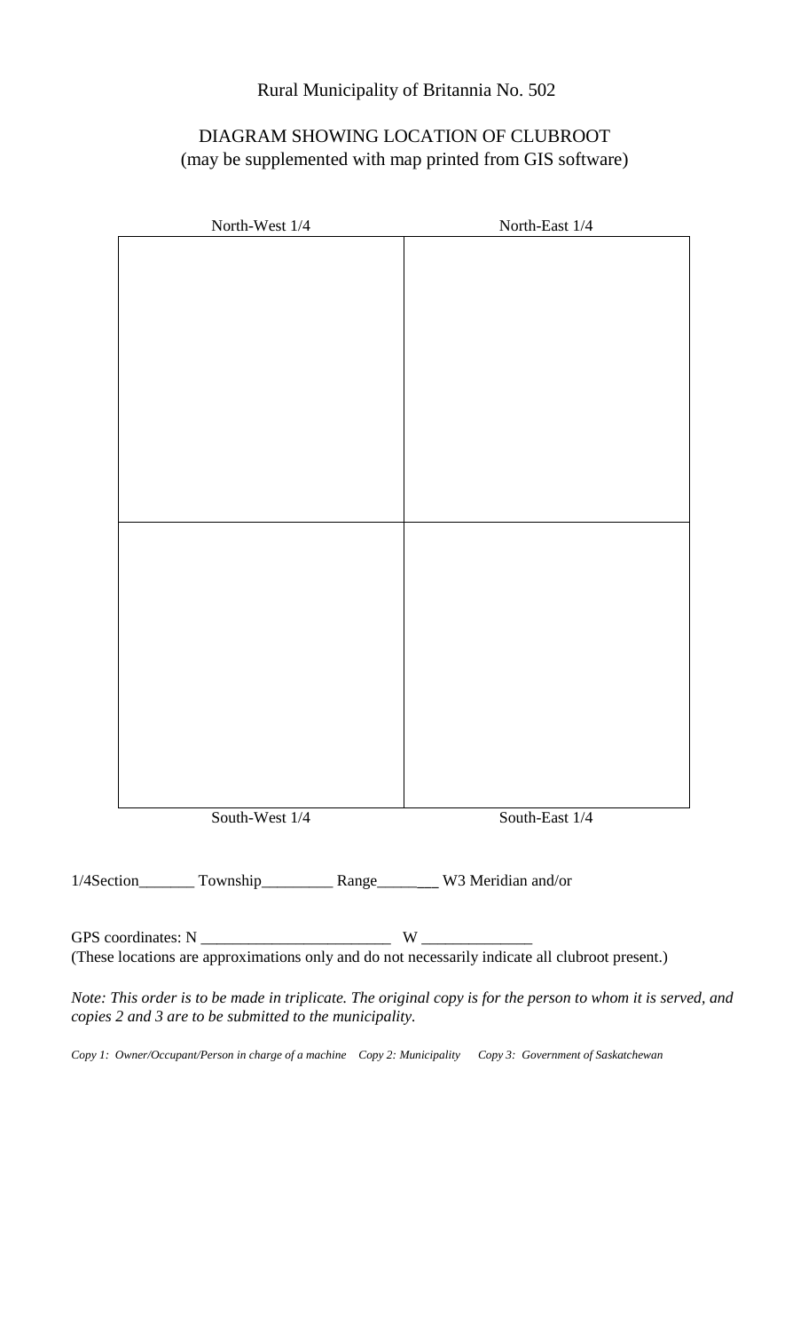Rural Municipality of Britannia No. 502

DIAGRAM SHOWING LOCATION OF CLUBROOT
(may be supplemented with map printed from GIS software)

| North-West 1/4 | North-East 1/4 |
|---|---|
| | |
| | |
| South-West 1/4 | South-East 1/4 |

1/4Section_______ Township_________ Range________ W3 Meridian and/or

GPS coordinates: N ________________________ W ______________
(These locations are approximations only and do not necessarily indicate all clubroot present.)

*Note: This order is to be made in triplicate. The original copy is for the person to whom it is served, and copies 2 and 3 are to be submitted to the municipality.*

*Copy 1: Owner/Occupant/Person in charge of a machine Copy 2: Municipality Copy 3: Government of Saskatchewan*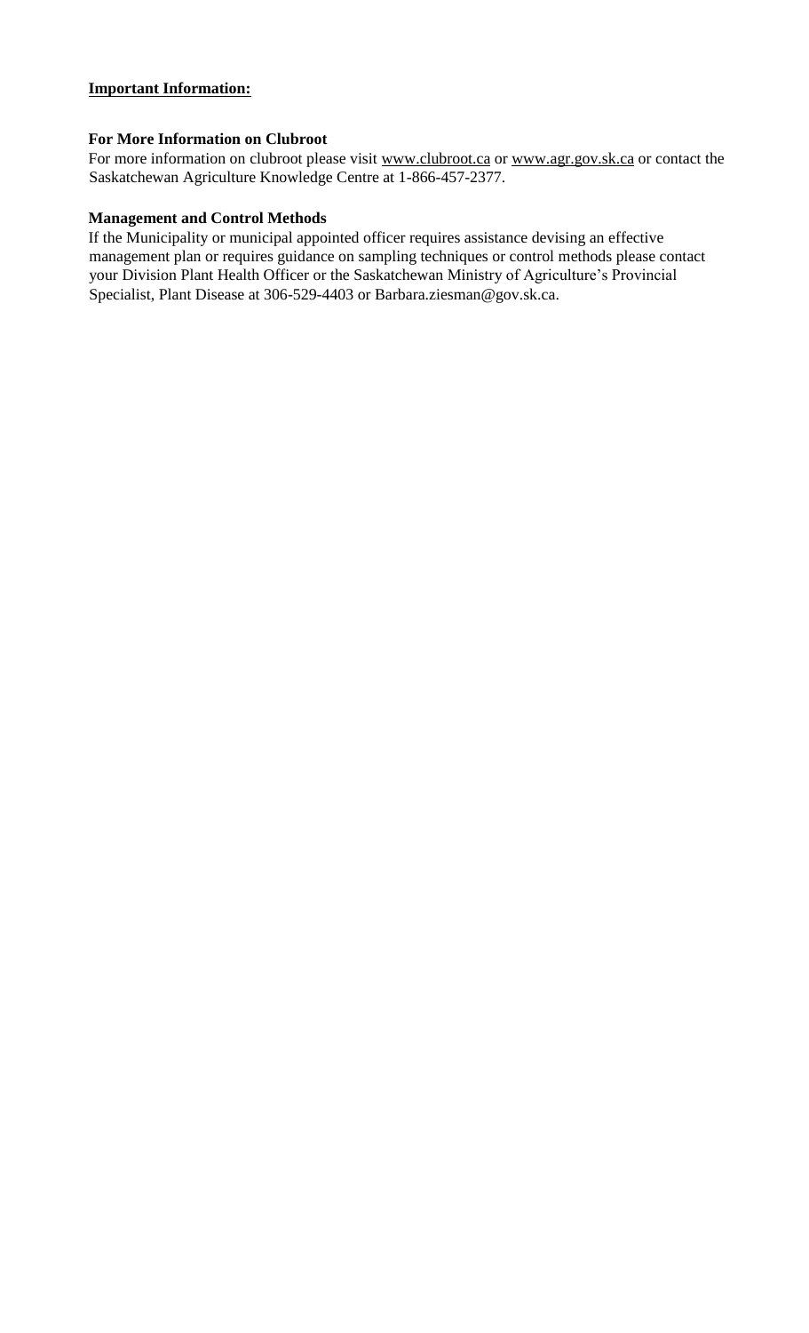**Important Information:**

**For More Information on Clubroot**

For more information on clubroot please visit www.clubroot.ca or www.agr.gov.sk.ca or contact the Saskatchewan Agriculture Knowledge Centre at 1-866-457-2377.

**Management and Control Methods**

If the Municipality or municipal appointed officer requires assistance devising an effective management plan or requires guidance on sampling techniques or control methods please contact your Division Plant Health Officer or the Saskatchewan Ministry of Agriculture's Provincial Specialist, Plant Disease at 306-529-4403 or Barbara.ziesman@gov.sk.ca.